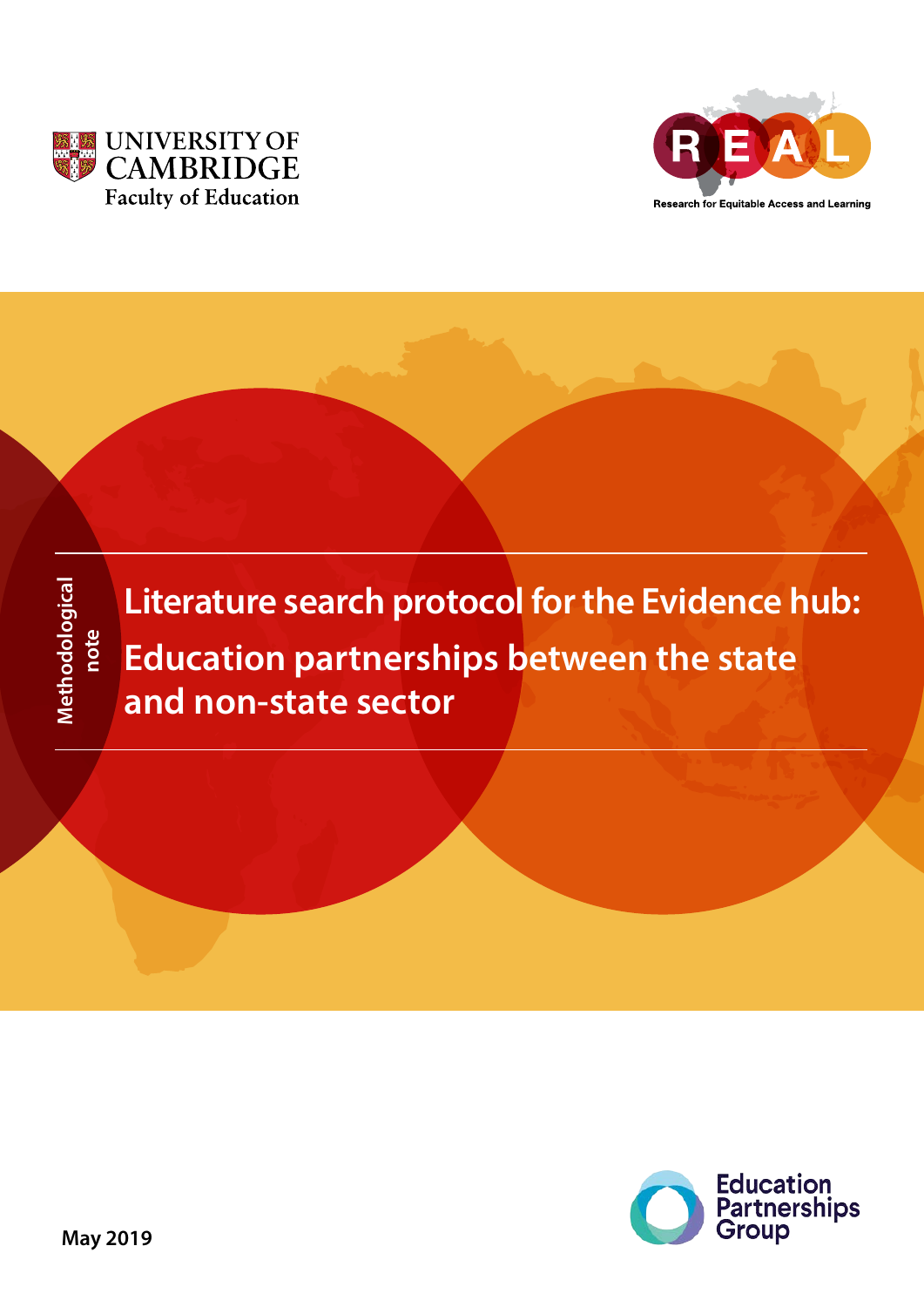UNIVERSITY OF CAMBRIDGE
Faculty of Education

REAL
Research for Equitable Access and Learning

Methodological note

# Literature search protocol for the Evidence hub: Education partnerships between the state and non-state sector

Education Partnerships Group

May 2019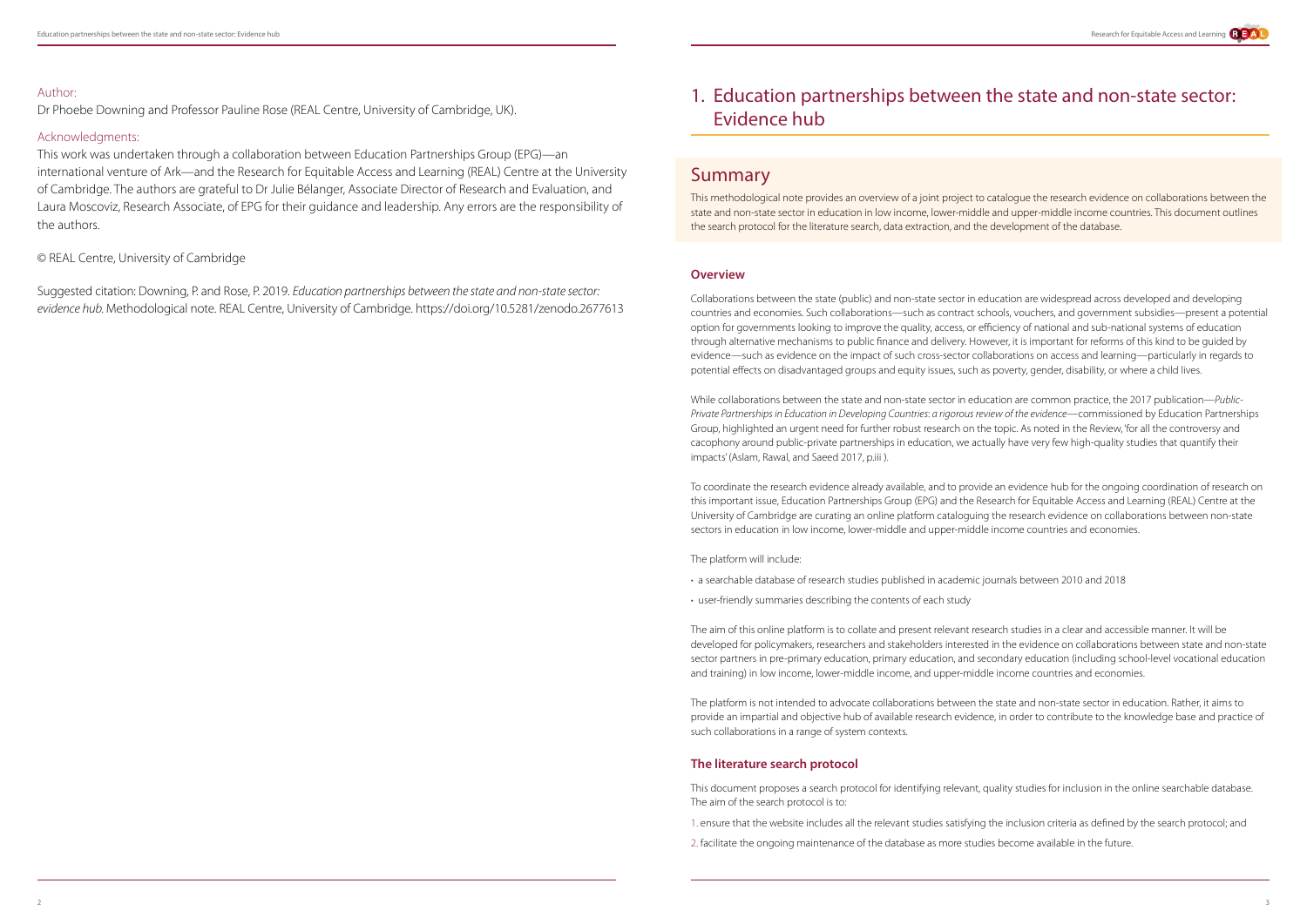Author:

Dr Phoebe Downing and Professor Pauline Rose (REAL Centre, University of Cambridge, UK).

Acknowledgments:

This work was undertaken through a collaboration between Education Partnerships Group (EPG)—an international venture of Ark—and the Research for Equitable Access and Learning (REAL) Centre at the University of Cambridge. The authors are grateful to Dr Julie Bélanger, Associate Director of Research and Evaluation, and Laura Moscoviz, Research Associate, of EPG for their guidance and leadership. Any errors are the responsibility of the authors.

© REAL Centre, University of Cambridge

Suggested citation: Downing, P. and Rose, P. 2019. *Education partnerships between the state and non-state sector: evidence hub.* Methodological note. REAL Centre, University of Cambridge. https://doi.org/10.5281/zenodo.2677613

# 1. Education partnerships between the state and non-state sector: Evidence hub

## Summary

This methodological note provides an overview of a joint project to catalogue the research evidence on collaborations between the state and non-state sector in education in low income, lower-middle and upper-middle income countries. This document outlines the search protocol for the literature search, data extraction, and the development of the database.

### Overview

Collaborations between the state (public) and non-state sector in education are widespread across developed and developing countries and economies. Such collaborations—such as contract schools, vouchers, and government subsidies—present a potential option for governments looking to improve the quality, access, or efficiency of national and sub-national systems of education through alternative mechanisms to public finance and delivery. However, it is important for reforms of this kind to be guided by evidence—such as evidence on the impact of such cross-sector collaborations on access and learning—particularly in regards to potential effects on disadvantaged groups and equity issues, such as poverty, gender, disability, or where a child lives.

While collaborations between the state and non-state sector in education are common practice, the 2017 publication—*Public-Private Partnerships in Education in Developing Countries: a rigorous review of the evidence*—commissioned by Education Partnerships Group, highlighted an urgent need for further robust research on the topic. As noted in the Review, 'for all the controversy and cacophony around public-private partnerships in education, we actually have very few high-quality studies that quantify their impacts' (Aslam, Rawal, and Saeed 2017, p.iii ).

To coordinate the research evidence already available, and to provide an evidence hub for the ongoing coordination of research on this important issue, Education Partnerships Group (EPG) and the Research for Equitable Access and Learning (REAL) Centre at the University of Cambridge are curating an online platform cataloguing the research evidence on collaborations between non-state sectors in education in low income, lower-middle and upper-middle income countries and economies.

The platform will include:

- a searchable database of research studies published in academic journals between 2010 and 2018
- user-friendly summaries describing the contents of each study

The aim of this online platform is to collate and present relevant research studies in a clear and accessible manner. It will be developed for policymakers, researchers and stakeholders interested in the evidence on collaborations between state and non-state sector partners in pre-primary education, primary education, and secondary education (including school-level vocational education and training) in low income, lower-middle income, and upper-middle income countries and economies.

The platform is not intended to advocate collaborations between the state and non-state sector in education. Rather, it aims to provide an impartial and objective hub of available research evidence, in order to contribute to the knowledge base and practice of such collaborations in a range of system contexts.

### The literature search protocol

This document proposes a search protocol for identifying relevant, quality studies for inclusion in the online searchable database. The aim of the search protocol is to:

1. ensure that the website includes all the relevant studies satisfying the inclusion criteria as defined by the search protocol; and
2. facilitate the ongoing maintenance of the database as more studies become available in the future.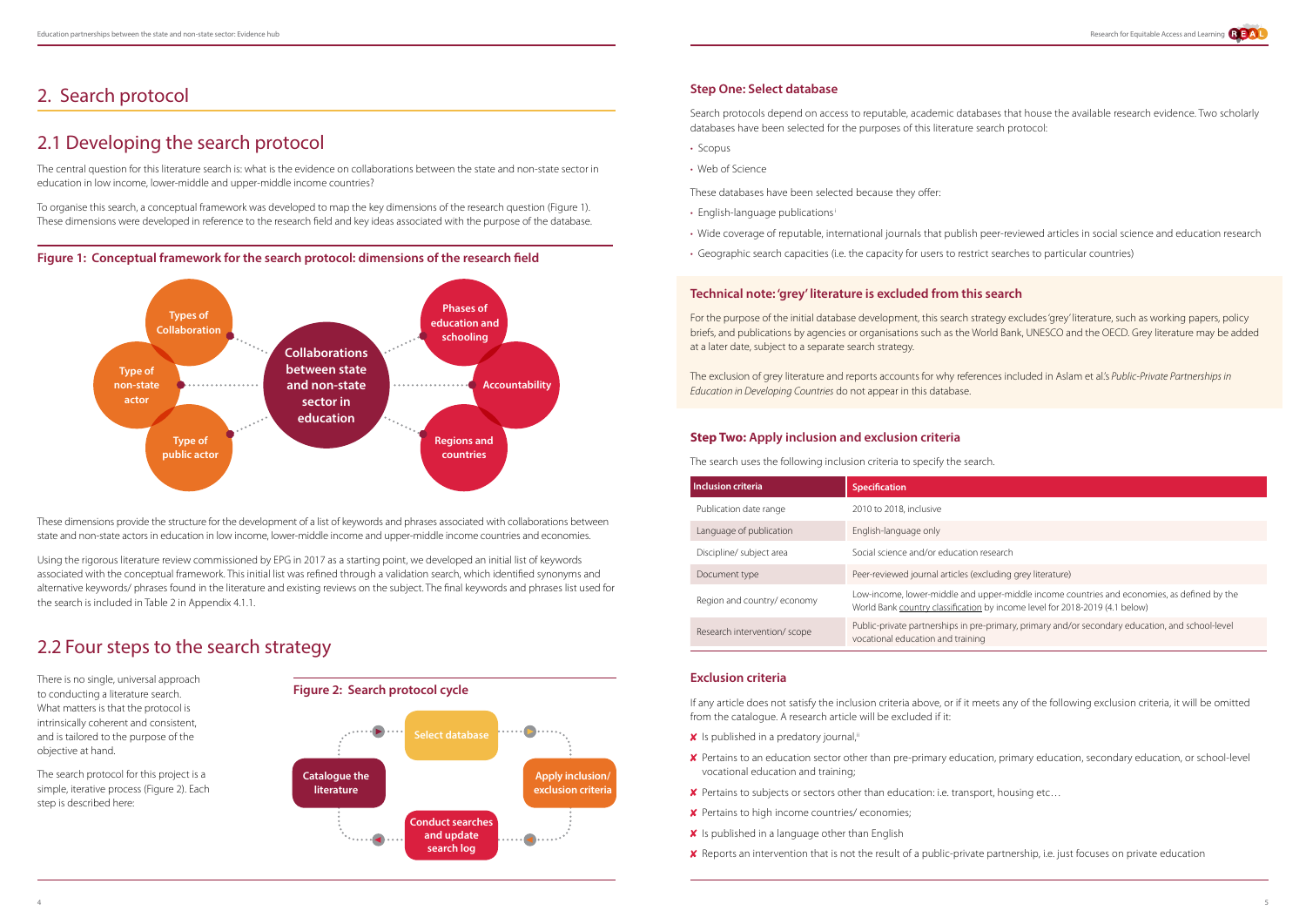# 2. Search protocol

## 2.1 Developing the search protocol

The central question for this literature search is: what is the evidence on collaborations between the state and non-state sector in education in low income, lower-middle and upper-middle income countries?

To organise this search, a conceptual framework was developed to map the key dimensions of the research question (Figure 1). These dimensions were developed in reference to the research field and key ideas associated with the purpose of the database.

**Figure 1: Conceptual framework for the search protocol: dimensions of the research field**

Collaborations between state and non-state sector in education

Types of Collaboration

Type of non-state actor

Type of public actor

Phases of education and schooling

Accountability

Regions and countries

These dimensions provide the structure for the development of a list of keywords and phrases associated with collaborations between state and non-state actors in education in low income, lower-middle income and upper-middle income countries and economies.

Using the rigorous literature review commissioned by EPG in 2017 as a starting point, we developed an initial list of keywords associated with the conceptual framework. This initial list was refined through a validation search, which identified synonyms and alternative keywords/ phrases found in the literature and existing reviews on the subject. The final keywords and phrases list used for the search is included in Table 2 in Appendix 4.1.1.

## 2.2 Four steps to the search strategy

There is no single, universal approach to conducting a literature search. What matters is that the protocol is intrinsically coherent and consistent, and is tailored to the purpose of the objective at hand.

The search protocol for this project is a simple, iterative process (Figure 2). Each step is described here:

**Figure 2: Search protocol cycle**

Select database

Apply inclusion/ exclusion criteria

Conduct searches and update search log

Catalogue the literature

### Step One: Select database

Search protocols depend on access to reputable, academic databases that house the available research evidence. Two scholarly databases have been selected for the purposes of this literature search protocol:

- Scopus
- Web of Science

These databases have been selected because they offer:

- English-language publications[i]
- Wide coverage of reputable, international journals that publish peer-reviewed articles in social science and education research
- Geographic search capacities (i.e. the capacity for users to restrict searches to particular countries)

### Technical note: 'grey' literature is excluded from this search

For the purpose of the initial database development, this search strategy excludes 'grey' literature, such as working papers, policy briefs, and publications by agencies or organisations such as the World Bank, UNESCO and the OECD. Grey literature may be added at a later date, subject to a separate search strategy.

The exclusion of grey literature and reports accounts for why references included in Aslam et al.'s *Public-Private Partnerships in Education in Developing Countries* do not appear in this database.

### Step Two: Apply inclusion and exclusion criteria

The search uses the following inclusion criteria to specify the search.

| Inclusion criteria | Specification |
|---|---|
| Publication date range | 2010 to 2018, inclusive |
| Language of publication | English-language only |
| Discipline/ subject area | Social science and/or education research |
| Document type | Peer-reviewed journal articles (excluding grey literature) |
| Region and country/ economy | Low-income, lower-middle and upper-middle income countries and economies, as defined by the World Bank country classification by income level for 2018-2019 (4.1 below) |
| Research intervention/ scope | Public-private partnerships in pre-primary, primary and/or secondary education, and school-level vocational education and training |

### Exclusion criteria

If any article does not satisfy the inclusion criteria above, or if it meets any of the following exclusion criteria, it will be omitted from the catalogue. A research article will be excluded if it:

- ✘ Is published in a predatory journal,[ii]
- ✘ Pertains to an education sector other than pre-primary education, primary education, secondary education, or school-level vocational education and training;
- ✘ Pertains to subjects or sectors other than education: i.e. transport, housing etc…
- ✘ Pertains to high income countries/ economies;
- ✘ Is published in a language other than English
- ✘ Reports an intervention that is not the result of a public-private partnership, i.e. just focuses on private education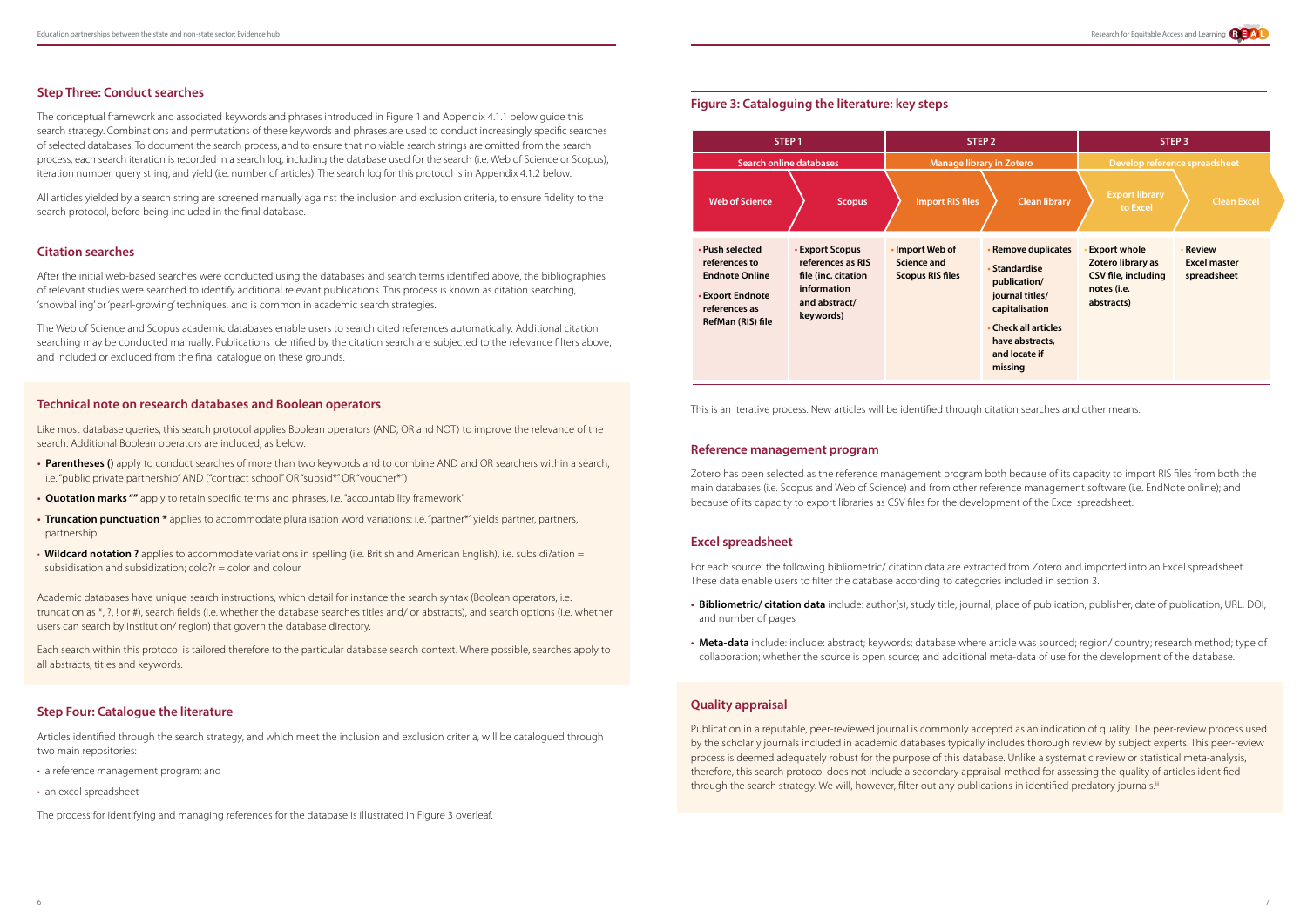## Step Three: Conduct searches

The conceptual framework and associated keywords and phrases introduced in Figure 1 and Appendix 4.1.1 below guide this search strategy. Combinations and permutations of these keywords and phrases are used to conduct increasingly specific searches of selected databases. To document the search process, and to ensure that no viable search strings are omitted from the search process, each search iteration is recorded in a search log, including the database used for the search (i.e. Web of Science or Scopus), iteration number, query string, and yield (i.e. number of articles). The search log for this protocol is in Appendix 4.1.2 below.

All articles yielded by a search string are screened manually against the inclusion and exclusion criteria, to ensure fidelity to the search protocol, before being included in the final database.

## Citation searches

After the initial web-based searches were conducted using the databases and search terms identified above, the bibliographies of relevant studies were searched to identify additional relevant publications. This process is known as citation searching, 'snowballing' or 'pearl-growing' techniques, and is common in academic search strategies.

The Web of Science and Scopus academic databases enable users to search cited references automatically. Additional citation searching may be conducted manually. Publications identified by the citation search are subjected to the relevance filters above, and included or excluded from the final catalogue on these grounds.

## Technical note on research databases and Boolean operators

Like most database queries, this search protocol applies Boolean operators (AND, OR and NOT) to improve the relevance of the search. Additional Boolean operators are included, as below.

- **Parentheses ()** apply to conduct searches of more than two keywords and to combine AND and OR searchers within a search, i.e. "public private partnership" AND ("contract school" OR "subsid*" OR "voucher*")
- **Quotation marks ""** apply to retain specific terms and phrases, i.e. "accountability framework"
- **Truncation punctuation *** applies to accommodate pluralisation word variations: i.e. "partner*" yields partner, partners, partnership.
- **Wildcard notation ?** applies to accommodate variations in spelling (i.e. British and American English), i.e. subsidi?ation = subsidisation and subsidization; colo?r = color and colour

Academic databases have unique search instructions, which detail for instance the search syntax (Boolean operators, i.e. truncation as *, ?, ! or #), search fields (i.e. whether the database searches titles and/ or abstracts), and search options (i.e. whether users can search by institution/ region) that govern the database directory.

Each search within this protocol is tailored therefore to the particular database search context. Where possible, searches apply to all abstracts, titles and keywords.

## Step Four: Catalogue the literature

Articles identified through the search strategy, and which meet the inclusion and exclusion criteria, will be catalogued through two main repositories:

- a reference management program; and
- an excel spreadsheet

The process for identifying and managing references for the database is illustrated in Figure 3 overleaf.

## Figure 3: Cataloguing the literature: key steps

| STEP 1 | | STEP 2 | | STEP 3 | |
|---|---|---|---|---|---|
| Search online databases | | Manage library in Zotero | | Develop reference spreadsheet | |
| Web of Science | Scopus | Import RIS files | Clean library | Export library to Excel | Clean Excel |
| • Push selected references to Endnote Online<br>• Export Endnote references as RefMan (RIS) file | • Export Scopus references as RIS file (inc. citation information and abstract/ keywords) | • Import Web of Science and Scopus RIS files | • Remove duplicates<br>• Standardise publication/ journal titles/ capitalisation<br>• Check all articles have abstracts, and locate if missing | • Export whole Zotero library as CSV file, including notes (i.e. abstracts) | • Review Excel master spreadsheet |

This is an iterative process. New articles will be identified through citation searches and other means.

## Reference management program

Zotero has been selected as the reference management program both because of its capacity to import RIS files from both the main databases (i.e. Scopus and Web of Science) and from other reference management software (i.e. EndNote online); and because of its capacity to export libraries as CSV files for the development of the Excel spreadsheet.

## Excel spreadsheet

For each source, the following bibliometric/ citation data are extracted from Zotero and imported into an Excel spreadsheet. These data enable users to filter the database according to categories included in section 3.

- **Bibliometric/ citation data** include: author(s), study title, journal, place of publication, publisher, date of publication, URL, DOI, and number of pages
- **Meta-data** include: include: abstract; keywords; database where article was sourced; region/ country; research method; type of collaboration; whether the source is open source; and additional meta-data of use for the development of the database.

## Quality appraisal

Publication in a reputable, peer-reviewed journal is commonly accepted as an indication of quality. The peer-review process used by the scholarly journals included in academic databases typically includes thorough review by subject experts. This peer-review process is deemed adequately robust for the purpose of this database. Unlike a systematic review or statistical meta-analysis, therefore, this search protocol does not include a secondary appraisal method for assessing the quality of articles identified through the search strategy. We will, however, filter out any publications in identified predatory journals.[ii]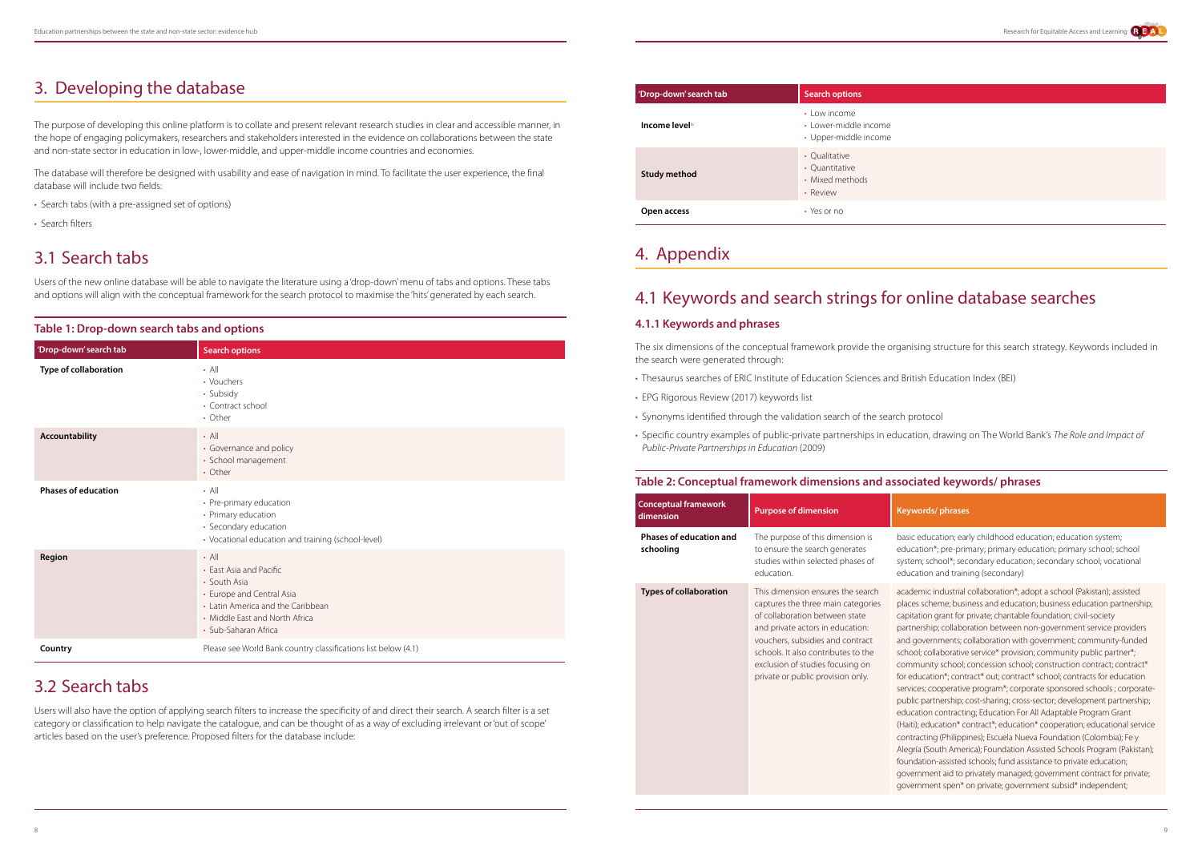# 3. Developing the database

The purpose of developing this online platform is to collate and present relevant research studies in clear and accessible manner, in the hope of engaging policymakers, researchers and stakeholders interested in the evidence on collaborations between the state and non-state sector in education in low-, lower-middle, and upper-middle income countries and economies.

The database will therefore be designed with usability and ease of navigation in mind. To facilitate the user experience, the final database will include two fields:

- Search tabs (with a pre-assigned set of options)
- Search filters

## 3.1 Search tabs

Users of the new online database will be able to navigate the literature using a 'drop-down' menu of tabs and options. These tabs and options will align with the conceptual framework for the search protocol to maximise the 'hits' generated by each search.

### Table 1: Drop-down search tabs and options

| 'Drop-down' search tab | Search options |
|---|---|
| **Type of collaboration** | • All<br>• Vouchers<br>• Subsidy<br>• Contract school<br>• Other |
| **Accountability** | • All<br>• Governance and policy<br>• School management<br>• Other |
| **Phases of education** | • All<br>• Pre-primary education<br>• Primary education<br>• Secondary education<br>• Vocational education and training (school-level) |
| **Region** | • All<br>• East Asia and Pacific<br>• South Asia<br>• Europe and Central Asia<br>• Latin America and the Caribbean<br>• Middle East and North Africa<br>• Sub-Saharan Africa |
| **Country** | Please see World Bank country classifications list below (4.1) |
| **Income level**[v] | • Low income<br>• Lower-middle income<br>• Upper-middle income |
| **Study method** | • Qualitative<br>• Quantitative<br>• Mixed methods<br>• Review |
| **Open access** | • Yes or no |

## 3.2 Search tabs

Users will also have the option of applying search filters to increase the specificity of and direct their search. A search filter is a set category or classification to help navigate the catalogue, and can be thought of as a way of excluding irrelevant or 'out of scope' articles based on the user's preference. Proposed filters for the database include:

# 4. Appendix

## 4.1 Keywords and search strings for online database searches

### 4.1.1 Keywords and phrases

The six dimensions of the conceptual framework provide the organising structure for this search strategy. Keywords included in the search were generated through:

- Thesaurus searches of ERIC Institute of Education Sciences and British Education Index (BEI)
- EPG Rigorous Review (2017) keywords list
- Synonyms identified through the validation search of the search protocol
- Specific country examples of public-private partnerships in education, drawing on The World Bank's *The Role and Impact of Public-Private Partnerships in Education* (2009)

### Table 2: Conceptual framework dimensions and associated keywords/ phrases

| Conceptual framework dimension | Purpose of dimension | Keywords/ phrases |
|---|---|---|
| **Phases of education and schooling** | The purpose of this dimension is to ensure the search generates studies within selected phases of education. | basic education; early childhood education; education system; education*; pre-primary; primary education; primary school; school system; school*; secondary education; secondary school; vocational education and training (secondary) |
| **Types of collaboration** | This dimension ensures the search captures the three main categories of collaboration between state and private actors in education: vouchers, subsidies and contract schools. It also contributes to the exclusion of studies focusing on private or public provision only. | academic industrial collaboration*; adopt a school (Pakistan); assisted places scheme; business and education; business education partnership; capitation grant for private; charitable foundation; civil-society partnership; collaboration between non-government service providers and governments; collaboration with government; community-funded school; collaborative service* provision; community public partner*; community school; concession school; construction contract; contract* for education*; contract* out; contract* school; contracts for education services; cooperative program*; corporate sponsored schools ; corporate-public partnership; cost-sharing; cross-sector; development partnership; education contracting; Education For All Adaptable Program Grant (Haiti); education* contract*; education* cooperation; educational service contracting (Philippines); Escuela Nueva Foundation (Colombia); Fe y Alegría (South America); Foundation Assisted Schools Program (Pakistan); foundation-assisted schools; fund assistance to private education; government aid to privately managed; government contract for private; government spen* on private; government subsid* independent; |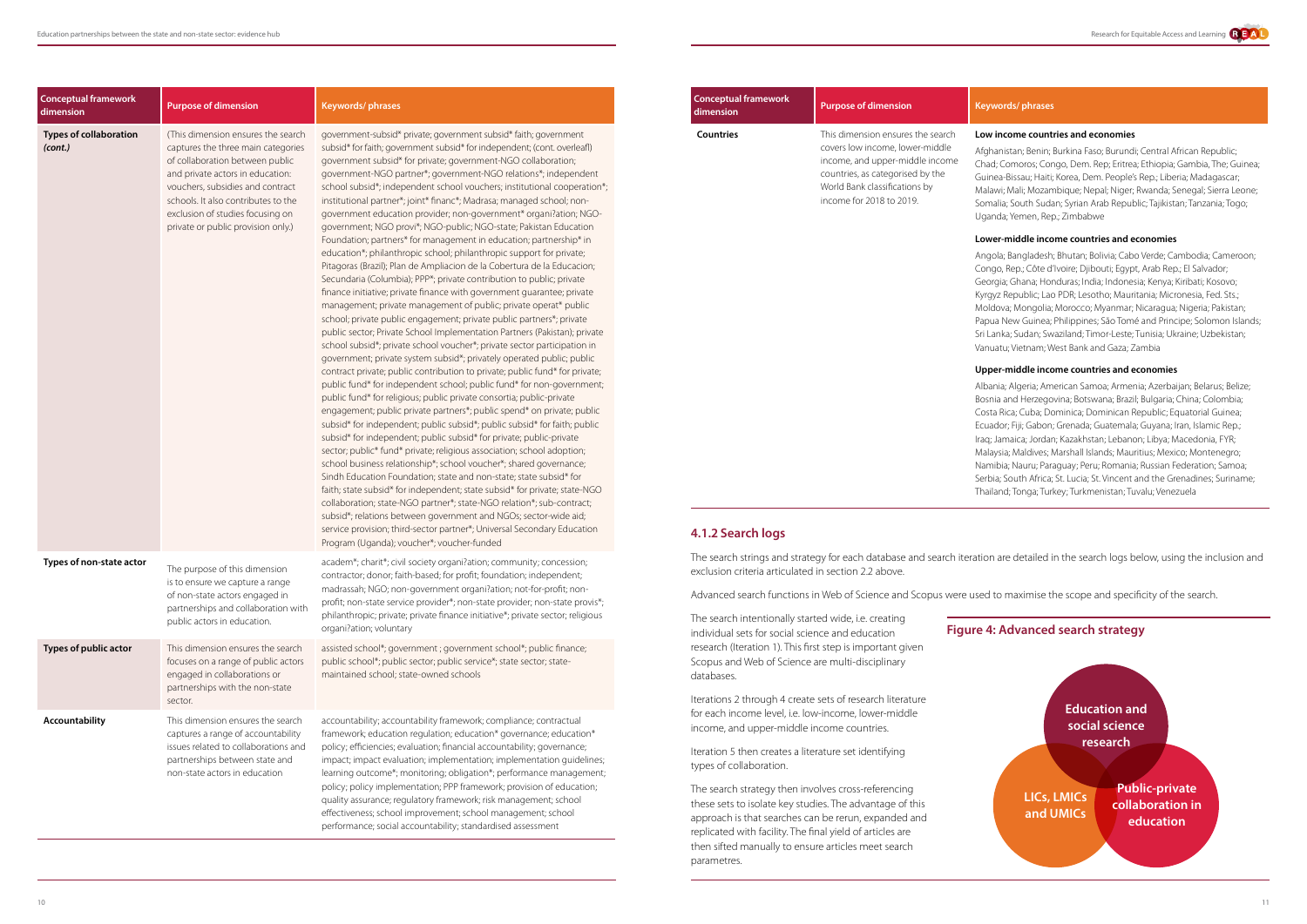| Conceptual framework dimension | Purpose of dimension | Keywords/ phrases |
|---|---|---|
| **Types of collaboration (cont.)** | (This dimension ensures the search captures the three main categories of collaboration between public and private actors in education: vouchers, subsidies and contract schools. It also contributes to the exclusion of studies focusing on private or public provision only.) | government-subsid* private; government subsid* faith; government subsid* for faith; government subsid* for independent; (cont. overleaf) government subsid* for private; government-NGO collaboration; government-NGO partner*; government-NGO relations*; independent school subsid*; independent school vouchers; institutional cooperation*; institutional partner*; joint* financ*; Madrasa; managed school; non-government education provider; non-government* organi?ation; NGO-government; NGO provi*; NGO-public; NGO-state; Pakistan Education Foundation; partners* for management in education; partnership* in education*; philanthropic school; philanthropic support for private; Pitagoras (Brazil); Plan de Ampliacion de la Cobertura de la Educacion; Secundaria (Columbia); PPP*; private contribution to public; private finance initiative; private finance with government guarantee; private management; private management of public; private operat* public school; private public engagement; private public partners*; private public sector; Private School Implementation Partners (Pakistan); private school subsid*; private school voucher*; private sector participation in government; private system subsid*; privately operated public; public contract private; public contribution to private; public fund* for private; public fund* for independent school; public fund* for non-government; public fund* for religious; public private consortia; public-private engagement; public private partners*; public spend* on private; public subsid* for independent; public subsid*; public subsid* for faith; public subsid* for independent; public subsid* for private; public-private sector; public* fund* private; religious association; school adoption; school business relationship*; school voucher*; shared governance; Sindh Education Foundation; state and non-state; state subsid* for faith; state subsid* for independent; state subsid* for private; state-NGO collaboration; state-NGO partner*; state-NGO relation*; sub-contract; subsid*; relations between government and NGOs; sector-wide aid; service provision; third-sector partner*; Universal Secondary Education Program (Uganda); voucher*; voucher-funded |
| **Types of non-state actor** | The purpose of this dimension is to ensure we capture a range of non-state actors engaged in partnerships and collaboration with public actors in education. | academ*; charit*; civil society organi?ation; community; concession; contractor; donor; faith-based; for profit; foundation; independent; madrassah; NGO; non-government organi?ation; not-for-profit; non-profit; non-state service provider*; non-state provider; non-state provis*; philanthropic; private; private finance initiative*; private sector; religious organi?ation; voluntary |
| **Types of public actor** | This dimension ensures the search focuses on a range of public actors engaged in collaborations or partnerships with the non-state sector. | assisted school*; government ; government school*; public finance; public school*; public sector; public service*; state sector; state-maintained school; state-owned schools |
| **Accountability** | This dimension ensures the search captures a range of accountability issues related to collaborations and partnerships between state and non-state actors in education | accountability; accountability framework; compliance; contractual framework; education regulation; education* governance; education* policy; efficiencies; evaluation; financial accountability; governance; impact; impact evaluation; implementation; implementation guidelines; learning outcome*; monitoring; obligation*; performance management; policy; policy implementation; PPP framework; provision of education; quality assurance; regulatory framework; risk management; school effectiveness; school improvement; school management; school performance; social accountability; standardised assessment |

| Conceptual framework dimension | Purpose of dimension | Keywords/ phrases |
|---|---|---|
| **Countries** | This dimension ensures the search covers low income, lower-middle income, and upper-middle income countries, as categorised by the World Bank classifications by income for 2018 to 2019. | **Low income countries and economies**<br>Afghanistan; Benin; Burkina Faso; Burundi; Central African Republic; Chad; Comoros; Congo, Dem. Rep; Eritrea; Ethiopia; Gambia, The; Guinea; Guinea-Bissau; Haiti; Korea, Dem. People's Rep.; Liberia; Madagascar; Malawi; Mali; Mozambique; Nepal; Niger; Rwanda; Senegal; Sierra Leone; Somalia; South Sudan; Syrian Arab Republic; Tajikistan; Tanzania; Togo; Uganda; Yemen, Rep.; Zimbabwe<br>**Lower-middle income countries and economies**<br>Angola; Bangladesh; Bhutan; Bolivia; Cabo Verde; Cambodia; Cameroon; Congo, Rep.; Côte d'Ivoire; Djibouti; Egypt, Arab Rep.; El Salvador; Georgia; Ghana; Honduras; India; Indonesia; Kenya; Kiribati; Kosovo; Kyrgyz Republic; Lao PDR; Lesotho; Mauritania; Micronesia, Fed. Sts.; Moldova; Mongolia; Morocco; Myanmar; Nicaragua; Nigeria; Pakistan; Papua New Guinea; Philippines; São Tomé and Principe; Solomon Islands; Sri Lanka; Sudan; Swaziland; Timor-Leste; Tunisia; Ukraine; Uzbekistan; Vanuatu; Vietnam; West Bank and Gaza; Zambia<br>**Upper-middle income countries and economies**<br>Albania; Algeria; American Samoa; Armenia; Azerbaijan; Belarus; Belize; Bosnia and Herzegovina; Botswana; Brazil; Bulgaria; China; Colombia; Costa Rica; Cuba; Dominica; Dominican Republic; Equatorial Guinea; Ecuador; Fiji; Gabon; Grenada; Guatemala; Guyana; Iran, Islamic Rep.; Iraq; Jamaica; Jordan; Kazakhstan; Lebanon; Libya; Macedonia, FYR; Malaysia; Maldives; Marshall Islands; Mauritius; Mexico; Montenegro; Namibia; Nauru; Paraguay; Peru; Romania; Russian Federation; Samoa; Serbia; South Africa; St. Lucia; St. Vincent and the Grenadines; Suriname; Thailand; Tonga; Turkey; Turkmenistan; Tuvalu; Venezuela |

### 4.1.2 Search logs

The search strings and strategy for each database and search iteration are detailed in the search logs below, using the inclusion and exclusion criteria articulated in section 2.2 above.

Advanced search functions in Web of Science and Scopus were used to maximise the scope and specificity of the search.

The search intentionally started wide, i.e. creating individual sets for social science and education research (Iteration 1). This first step is important given Scopus and Web of Science are multi-disciplinary databases.

Iterations 2 through 4 create sets of research literature for each income level, i.e. low-income, lower-middle income, and upper-middle income countries.

Iteration 5 then creates a literature set identifying types of collaboration.

The search strategy then involves cross-referencing these sets to isolate key studies. The advantage of this approach is that searches can be rerun, expanded and replicated with facility. The final yield of articles are then sifted manually to ensure articles meet search parametres.

**Figure 4: Advanced search strategy**

Education and social science research

LICs, LMICs and UMICs

Public-private collaboration in education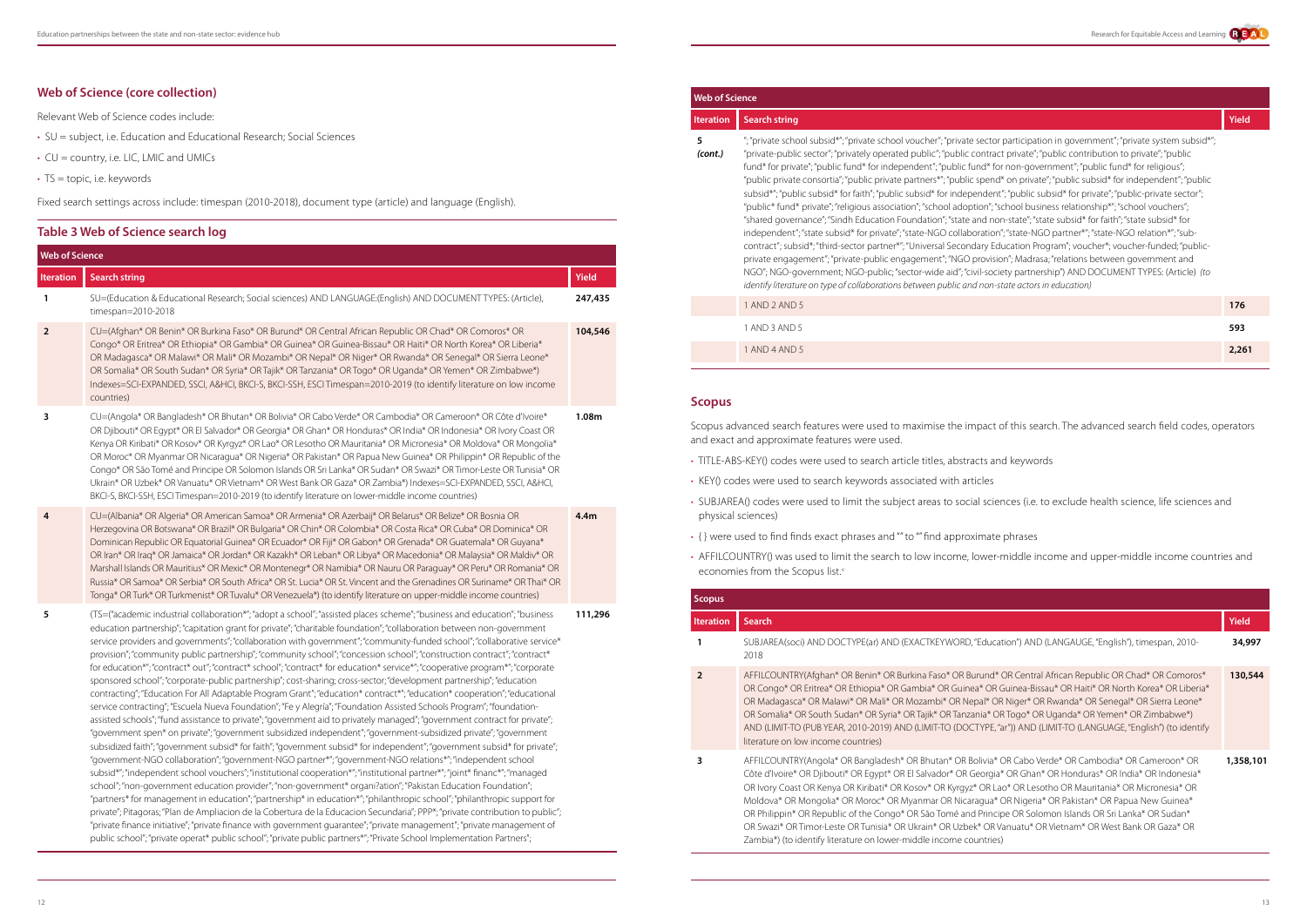## Web of Science (core collection)

Relevant Web of Science codes include:

- SU = subject, i.e. Education and Educational Research; Social Sciences
- CU = country, i.e. LIC, LMIC and UMICs
- TS = topic, i.e. keywords

Fixed search settings across include: timespan (2010-2018), document type (article) and language (English).

## Table 3 Web of Science search log

| Web of Science | | |
|---|---|---|
| **Iteration** | **Search string** | **Yield** |
| 1 | SU=(Education & Educational Research; Social sciences) AND LANGUAGE:(English) AND DOCUMENT TYPES: (Article), timespan=2010-2018 | 247,435 |
| 2 | CU=(Afghan* OR Benin* OR Burkina Faso* OR Burund* OR Central African Republic OR Chad* OR Comoros* OR Congo* OR Eritrea* OR Ethiopia* OR Gambia* OR Guinea* OR Guinea-Bissau* OR Haiti* OR North Korea* OR Liberia* OR Madagasca* OR Malawi* OR Mali* OR Mozambi* OR Nepal* OR Niger* OR Rwanda* OR Senegal* OR Sierra Leone* OR Somalia* OR South Sudan* OR Syria* OR Tajik* OR Tanzania* OR Togo* OR Uganda* OR Yemen* OR Zimbabwe*) Indexes=SCI-EXPANDED, SSCI, A&HCI, BKCI-S, BKCI-SSH, ESCI Timespan=2010-2019 (to identify literature on low income countries) | 104,546 |
| 3 | CU=(Angola* OR Bangladesh* OR Bhutan* OR Bolivia* OR Cabo Verde* OR Cambodia* OR Cameroon* OR Côte d'Ivoire* OR Djibouti* OR Egypt* OR El Salvador* OR Georgia* OR Ghan* OR Honduras* OR India* OR Indonesia* OR Ivory Coast OR Kenya OR Kiribati* OR Kosov* OR Kyrgyz* OR Lao* OR Lesotho OR Mauritania* OR Micronesia* OR Moldova* OR Mongolia* OR Moroc* OR Myanmar OR Nicaragua* OR Nigeria* OR Pakistan* OR Papua New Guinea* OR Philippin* OR Republic of the Congo* OR São Tomé and Principe OR Solomon Islands OR Sri Lanka* OR Sudan* OR Swazi* OR Timor-Leste OR Tunisia* OR Ukrain* OR Uzbek* OR Vanuatu* OR Vietnam* OR West Bank OR Gaza* OR Zambia*) Indexes=SCI-EXPANDED, SSCI, A&HCI, BKCI-S, BKCI-SSH, ESCI Timespan=2010-2019 (to identify literature on lower-middle income countries) | 1.08m |
| 4 | CU=(Albania* OR Algeria* OR American Samoa* OR Armenia* OR Azerbaij* OR Belarus* OR Belize* OR Bosnia OR Herzegovina OR Botswana* OR Brazil* OR Bulgaria* OR Chin* OR Colombia* OR Costa Rica* OR Cuba* OR Dominica* OR Dominican Republic OR Equatorial Guinea* OR Ecuador* OR Fiji* OR Gabon* OR Grenada* OR Guatemala* OR Guyana* OR Iran* OR Iraq* OR Jamaica* OR Jordan* OR Kazakh* OR Leban* OR Libya* OR Macedonia* OR Malaysia* OR Maldiv* OR Marshall Islands OR Mauritius* OR Mexic* OR Montenegr* OR Namibia* OR Nauru OR Paraguay* OR Peru* OR Romania* OR Russia* OR Samoa* OR Serbia* OR South Africa* OR St. Lucia* OR St. Vincent and the Grenadines OR Suriname* OR Thai* OR Tonga* OR Turk* OR Turkmenist* OR Tuvalu* OR Venezuela*) (to identify literature on upper-middle income countries) | 4.4m |
| 5 | (TS=("academic industrial collaboration*"; "adopt a school"; "assisted places scheme"; "business and education"; "business education partnership"; "capitation grant for private"; "charitable foundation"; "collaboration between non-government service providers and governments"; "collaboration with government"; "community-funded school"; "collaborative service* provision"; "community public partnership"; "community school"; "concession school"; "construction contract"; "contract* for education*"; "contract* out"; "contract* school"; "contract* for education* service*"; "cooperative program*"; "corporate sponsored school"; "corporate-public partnership"; cost-sharing; cross-sector; "development partnership"; "education contracting"; "Education For All Adaptable Program Grant"; "education* contract*"; "education* cooperation"; "educational service contracting"; "Escuela Nueva Foundation"; "Fe y Alegría"; "Foundation Assisted Schools Program"; "foundation-assisted schools"; "fund assistance to private"; "government aid to privately managed"; "government contract for private"; "government spen* on private"; "government subsidized independent"; "government-subsidized private"; "government subsidized faith"; "government subsid* for faith"; "government subsid* for independent"; "government subsid* for private"; "government-NGO collaboration"; "government-NGO partner*"; "government-NGO relations*"; "independent school subsid*"; "independent school vouchers"; "institutional cooperation*"; "institutional partner*"; "joint* financ*"; "managed school"; "non-government education provider"; "non-government* organi?ation"; "Pakistan Education Foundation"; "partners* for management in education"; "partnership* in education*"; "philanthropic school"; "philanthropic support for private"; Pitagoras; "Plan de Ampliacion de la Cobertura de la Educacion Secundaria"; PPP*; "private contribution to public"; "private finance initiative"; "private finance with government guarantee"; "private management"; "private management of public school"; "private operat* public school"; "private public partners*"; "Private School Implementation Partners"; | 111,296 |
| 5 (cont.) | "; "private school subsid*"; "private school voucher"; "private sector participation in government"; "private system subsid*"; "private-public sector"; "privately operated public"; "public contract private"; "public contribution to private"; "public fund* for private"; "public fund* for independent"; "public fund* for non-government"; "public fund* for religious"; "public private consortia"; "public private partners*"; "public spend* on private"; "public subsid* for independent"; "public subsid*"; "public subsid* for faith"; "public subsid* for independent"; "public subsid* for private"; "public-private sector"; "public* fund* private"; "religious association"; "school adoption"; "school business relationship*"; "school vouchers"; "shared governance"; "Sindh Education Foundation"; "state and non-state"; "state subsid* for faith"; "state subsid* for independent"; "state subsid* for private"; "state-NGO collaboration"; "state-NGO partner*"; "state-NGO relation*"; "sub-contract"; subsid*; "third-sector partner*"; "Universal Secondary Education Program"; voucher*; voucher-funded; "public-private engagement"; "private-public engagement"; "NGO provision"; Madrasa; "relations between government and NGO"; NGO-government; NGO-public; "sector-wide aid"; "civil-society partnership") AND DOCUMENT TYPES: (Article) *(to identify literature on type of collaborations between public and non-state actors in education)* | |
| | 1 AND 2 AND 5 | 176 |
| | 1 AND 3 AND 5 | 593 |
| | 1 AND 4 AND 5 | 2,261 |

## Scopus

Scopus advanced search features were used to maximise the impact of this search. The advanced search field codes, operators and exact and approximate features were used.

- TITLE-ABS-KEY() codes were used to search article titles, abstracts and keywords
- KEY() codes were used to search keywords associated with articles
- SUBJAREA() codes were used to limit the subject areas to social sciences (i.e. to exclude health science, life sciences and physical sciences)
- { } were used to find finds exact phrases and "" to "" find approximate phrases
- AFFILCOUNTRY() was used to limit the search to low income, lower-middle income and upper-middle income countries and economies from the Scopus list.[v]

| Scopus | | |
|---|---|---|
| **Iteration** | **Search** | **Yield** |
| 1 | SUBJAREA(soci) AND DOCTYPE(ar) AND (EXACTKEYWORD, "Education") AND (LANGAUGE, "English"), timespan, 2010-2018 | 34,997 |
| 2 | AFFILCOUNTRY(Afghan* OR Benin* OR Burkina Faso* OR Burund* OR Central African Republic OR Chad* OR Comoros* OR Congo* OR Eritrea* OR Ethiopia* OR Gambia* OR Guinea* OR Guinea-Bissau* OR Haiti* OR North Korea* OR Liberia* OR Madagasca* OR Malawi* OR Mali* OR Mozambi* OR Nepal* OR Niger* OR Rwanda* OR Senegal* OR Sierra Leone* OR Somalia* OR South Sudan* OR Syria* OR Tajik* OR Tanzania* OR Togo* OR Uganda* OR Yemen* OR Zimbabwe*) AND (LIMIT-TO (PUB YEAR, 2010-2019) AND (LIMIT-TO (DOCTYPE, "ar")) AND (LIMIT-TO (LANGUAGE, "English") (to identify literature on low income countries) | 130,544 |
| 3 | AFFILCOUNTRY(Angola* OR Bangladesh* OR Bhutan* OR Bolivia* OR Cabo Verde* OR Cambodia* OR Cameroon* OR Côte d'Ivoire* OR Djibouti* OR Egypt* OR El Salvador* OR Georgia* OR Ghan* OR Honduras* OR India* OR Indonesia* OR Ivory Coast OR Kenya OR Kiribati* OR Kosov* OR Kyrgyz* OR Lao* OR Lesotho OR Mauritania* OR Micronesia* OR Moldova* OR Mongolia* OR Moroc* OR Myanmar OR Nicaragua* OR Nigeria* OR Pakistan* OR Papua New Guinea* OR Philippin* OR Republic of the Congo* OR São Tomé and Principe OR Solomon Islands OR Sri Lanka* OR Sudan* OR Swazi* OR Timor-Leste OR Tunisia* OR Ukrain* OR Uzbek* OR Vanuatu* OR Vietnam* OR West Bank OR Gaza* OR Zambia*) (to identify literature on lower-middle income countries) | 1,358,101 |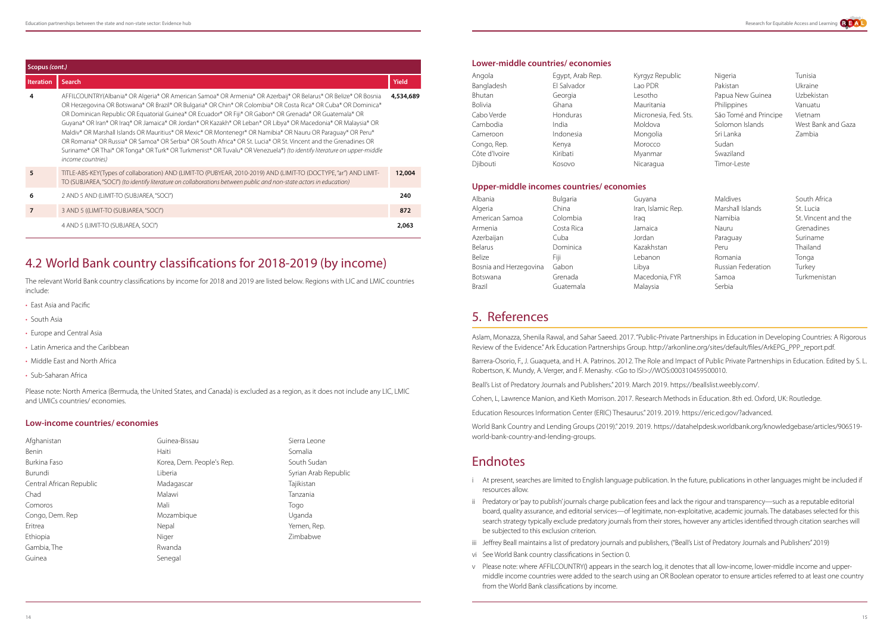| Scopus *(cont.)* | | |
|---|---|---|
| **Iteration** | **Search** | **Yield** |
| **4** | AFFILCOUNTRY(Albania* OR Algeria* OR American Samoa* OR Armenia* OR Azerbaij* OR Belarus* OR Belize* OR Bosnia OR Herzegovina OR Botswana* OR Brazil* OR Bulgaria* OR Chin* OR Colombia* OR Costa Rica* OR Cuba* OR Dominica* OR Dominican Republic OR Equatorial Guinea* OR Ecuador* OR Fiji* OR Gabon* OR Grenada* OR Guatemala* OR Guyana* OR Iran* OR Iraq* OR Jamaica* OR Jordan* OR Kazakh* OR Leban* OR Libya* OR Macedonia* OR Malaysia* OR Maldiv* OR Marshall Islands OR Mauritius* OR Mexic* OR Montenegr* OR Namibia* OR Nauru OR Paraguay* OR Peru* OR Romania* OR Russia* OR Samoa* OR Serbia* OR South Africa* OR St. Lucia* OR St. Vincent and the Grenadines OR Suriname* OR Thai* OR Tonga* OR Turk* OR Turkmenist* OR Tuvalu* OR Venezuela*) *(to identify literature on upper-middle income countries)* | **4,534,689** |
| **5** | TITLE-ABS-KEY(Types of collaboration) AND (LIMIT-TO (PUBYEAR, 2010-2019) AND (LIMIT-TO (DOCTYPE, "ar") AND LIMIT-TO (SUBJAREA, "SOCI") *(to identify literature on collaborations between public and non-state actors in education)* | **12,004** |
| **6** | 2 AND 5 AND (LIMIT-TO (SUBJAREA, "SOCI") | **240** |
| **7** | 3 AND 5 ((LIMIT-TO (SUBJAREA, "SOCI") | **872** |
| | 4 AND 5 (LIMIT-TO (SUBJAREA, SOCI") | **2,063** |

## 4.2 World Bank country classifications for 2018-2019 (by income)

The relevant World Bank country classifications by income for 2018 and 2019 are listed below. Regions with LIC and LMIC countries include:

- East Asia and Pacific
- South Asia
- Europe and Central Asia
- Latin America and the Caribbean
- Middle East and North Africa
- Sub-Saharan Africa

Please note: North America (Bermuda, the United States, and Canada) is excluded as a region, as it does not include any LIC, LMIC and UMICs countries/ economies.

### Low-income countries/ economies

Afghanistan
Benin
Burkina Faso
Burundi
Central African Republic
Chad
Comoros
Congo, Dem. Rep
Eritrea
Ethiopia
Gambia, The
Guinea
Guinea-Bissau
Haiti
Korea, Dem. People's Rep.
Liberia
Madagascar
Malawi
Mali
Mozambique
Nepal
Niger
Rwanda
Senegal
Sierra Leone
Somalia
South Sudan
Syrian Arab Republic
Tajikistan
Tanzania
Togo
Uganda
Yemen, Rep.
Zimbabwe

### Lower-middle countries/ economies

Angola
Bangladesh
Bhutan
Bolivia
Cabo Verde
Cambodia
Cameroon
Congo, Rep.
Côte d'Ivoire
Djibouti
Egypt, Arab Rep.
El Salvador
Georgia
Ghana
Honduras
India
Indonesia
Kenya
Kiribati
Kosovo
Kyrgyz Republic
Lao PDR
Lesotho
Mauritania
Micronesia, Fed. Sts.
Moldova
Mongolia
Morocco
Myanmar
Nicaragua
Nigeria
Pakistan
Papua New Guinea
Philippines
São Tomé and Principe
Solomon Islands
Sri Lanka
Sudan
Swaziland
Timor-Leste
Tunisia
Ukraine
Uzbekistan
Vanuatu
Vietnam
West Bank and Gaza
Zambia

### Upper-middle incomes countries/ economies

Albania
Algeria
American Samoa
Armenia
Azerbaijan
Belarus
Belize
Bosnia and Herzegovina
Botswana
Brazil
Bulgaria
China
Colombia
Costa Rica
Cuba
Dominica
Fiji
Gabon
Grenada
Guatemala
Guyana
Iran, Islamic Rep.
Iraq
Jamaica
Jordan
Kazakhstan
Lebanon
Libya
Macedonia, FYR
Malaysia
Maldives
Marshall Islands
Namibia
Nauru
Paraguay
Peru
Romania
Russian Federation
Samoa
Serbia
South Africa
St. Lucia
St. Vincent and the Grenadines
Suriname
Thailand
Tonga
Turkey
Turkmenistan

# 5. References

Aslam, Monazza, Shenila Rawal, and Sahar Saeed. 2017. "Public-Private Partnerships in Education in Developing Countries: A Rigorous Review of the Evidence." Ark Education Partnerships Group. http://arkonline.org/sites/default/files/ArkEPG_PPP_report.pdf.

Barrera-Osorio, F., J. Guaqueta, and H. A. Patrinos. 2012. The Role and Impact of Public Private Partnerships in Education. Edited by S. L. Robertson, K. Mundy, A. Verger, and F. Menashy. <Go to ISI>://WOS:000310459500010.

Beall's List of Predatory Journals and Publishers." 2019. March 2019. https://beallslist.weebly.com/.

Cohen, L, Lawrence Manion, and Kieth Morrison. 2017. Research Methods in Education. 8th ed. Oxford, UK: Routledge.

Education Resources Information Center (ERIC) Thesaurus." 2019. 2019. https://eric.ed.gov/?advanced.

World Bank Country and Lending Groups (2019)." 2019. 2019. https://datahelpdesk.worldbank.org/knowledgebase/articles/906519-world-bank-country-and-lending-groups.

# Endnotes

i At present, searches are limited to English language publication. In the future, publications in other languages might be included if resources allow.

ii Predatory or 'pay to publish' journals charge publication fees and lack the rigour and transparency—such as a reputable editorial board, quality assurance, and editorial services—of legitimate, non-exploitative, academic journals. The databases selected for this search strategy typically exclude predatory journals from their stores, however any articles identified through citation searches will be subjected to this exclusion criterion.

iii Jeffrey Beall maintains a list of predatory journals and publishers, ("Beall's List of Predatory Journals and Publishers" 2019)

vi See World Bank country classifications in Section 0.

v Please note: where AFFILCOUNTRY() appears in the search log, it denotes that all low-income, lower-middle income and upper-middle income countries were added to the search using an OR Boolean operator to ensure articles referred to at least one country from the World Bank classifications by income.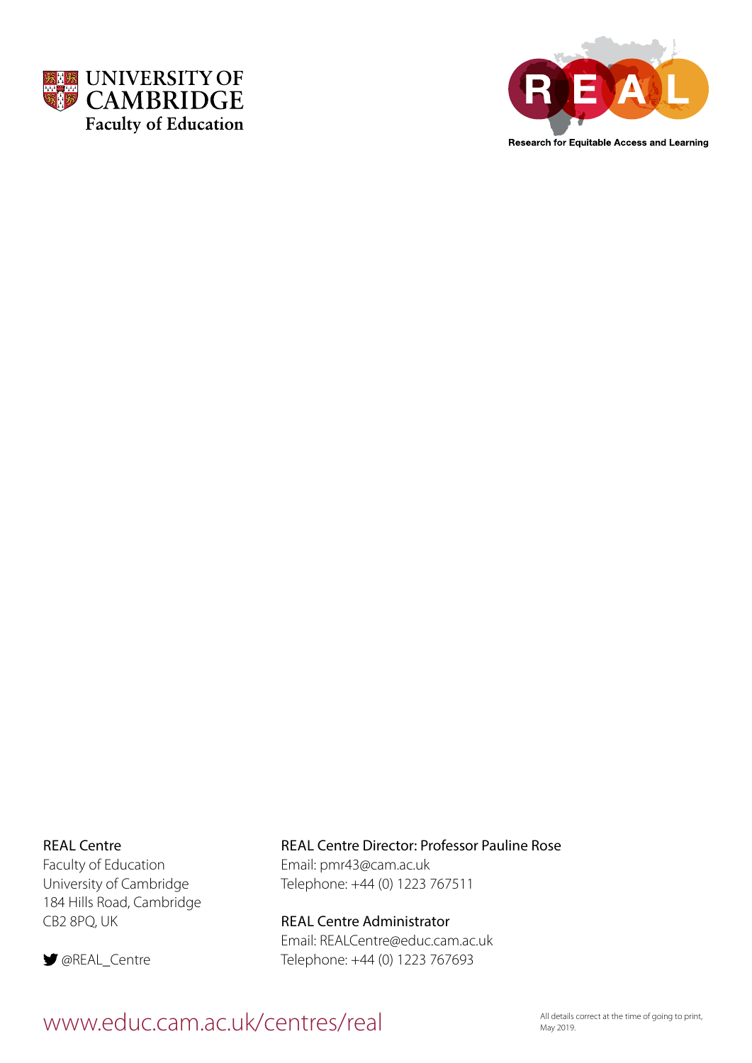UNIVERSITY OF CAMBRIDGE
Faculty of Education

REAL
Research for Equitable Access and Learning

REAL Centre
Faculty of Education
University of Cambridge
184 Hills Road, Cambridge
CB2 8PQ, UK

@REAL_Centre

REAL Centre Director: Professor Pauline Rose
Email: pmr43@cam.ac.uk
Telephone: +44 (0) 1223 767511

REAL Centre Administrator
Email: REALCentre@educ.cam.ac.uk
Telephone: +44 (0) 1223 767693

www.educ.cam.ac.uk/centres/real

All details correct at the time of going to print, May 2019.